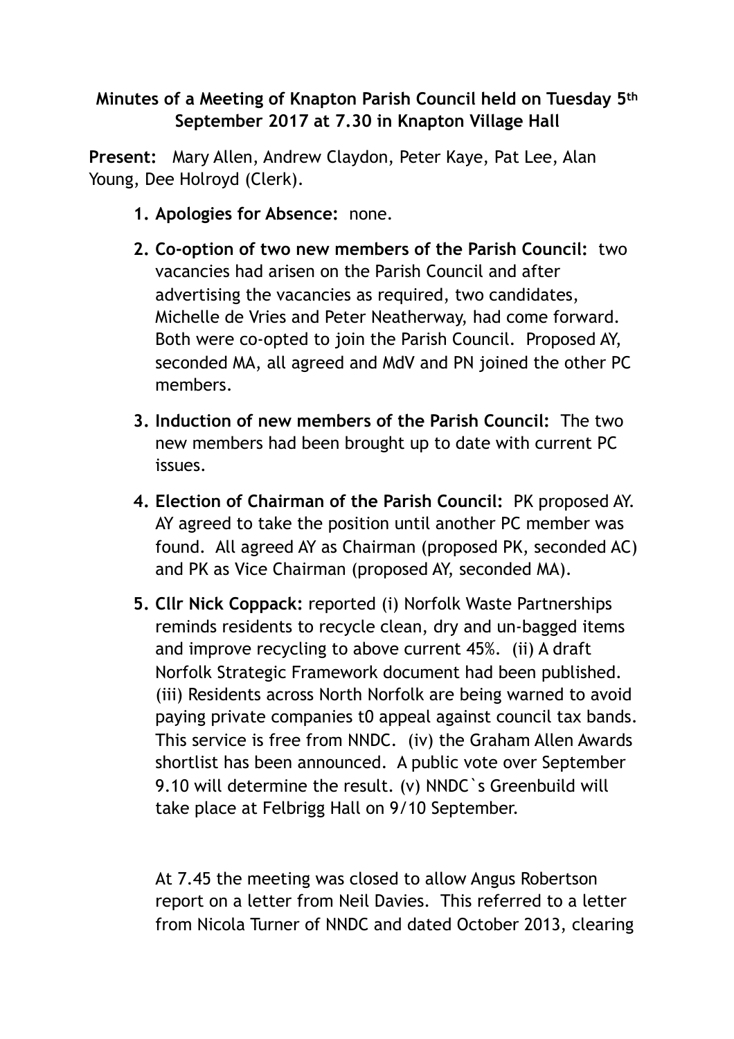**Minutes of a Meeting of Knapton Parish Council held on Tuesday 5th September 2017 at 7.30 in Knapton Village Hall**

**Present:** Mary Allen, Andrew Claydon, Peter Kaye, Pat Lee, Alan Young, Dee Holroyd (Clerk).

1. **Apologies for Absence:** none.
2. **Co-option of two new members of the Parish Council:** two vacancies had arisen on the Parish Council and after advertising the vacancies as required, two candidates, Michelle de Vries and Peter Neatherway, had come forward. Both were co-opted to join the Parish Council. Proposed AY, seconded MA, all agreed and MdV and PN joined the other PC members.
3. **Induction of new members of the Parish Council:** The two new members had been brought up to date with current PC issues.
4. **Election of Chairman of the Parish Council:** PK proposed AY. AY agreed to take the position until another PC member was found. All agreed AY as Chairman (proposed PK, seconded AC) and PK as Vice Chairman (proposed AY, seconded MA).
5. **Cllr Nick Coppack:** reported (i) Norfolk Waste Partnerships reminds residents to recycle clean, dry and un-bagged items and improve recycling to above current 45%. (ii) A draft Norfolk Strategic Framework document had been published. (iii) Residents across North Norfolk are being warned to avoid paying private companies t0 appeal against council tax bands. This service is free from NNDC. (iv) the Graham Allen Awards shortlist has been announced. A public vote over September 9.10 will determine the result. (v) NNDC`s Greenbuild will take place at Felbrigg Hall on 9/10 September.

At 7.45 the meeting was closed to allow Angus Robertson report on a letter from Neil Davies. This referred to a letter from Nicola Turner of NNDC and dated October 2013, clearing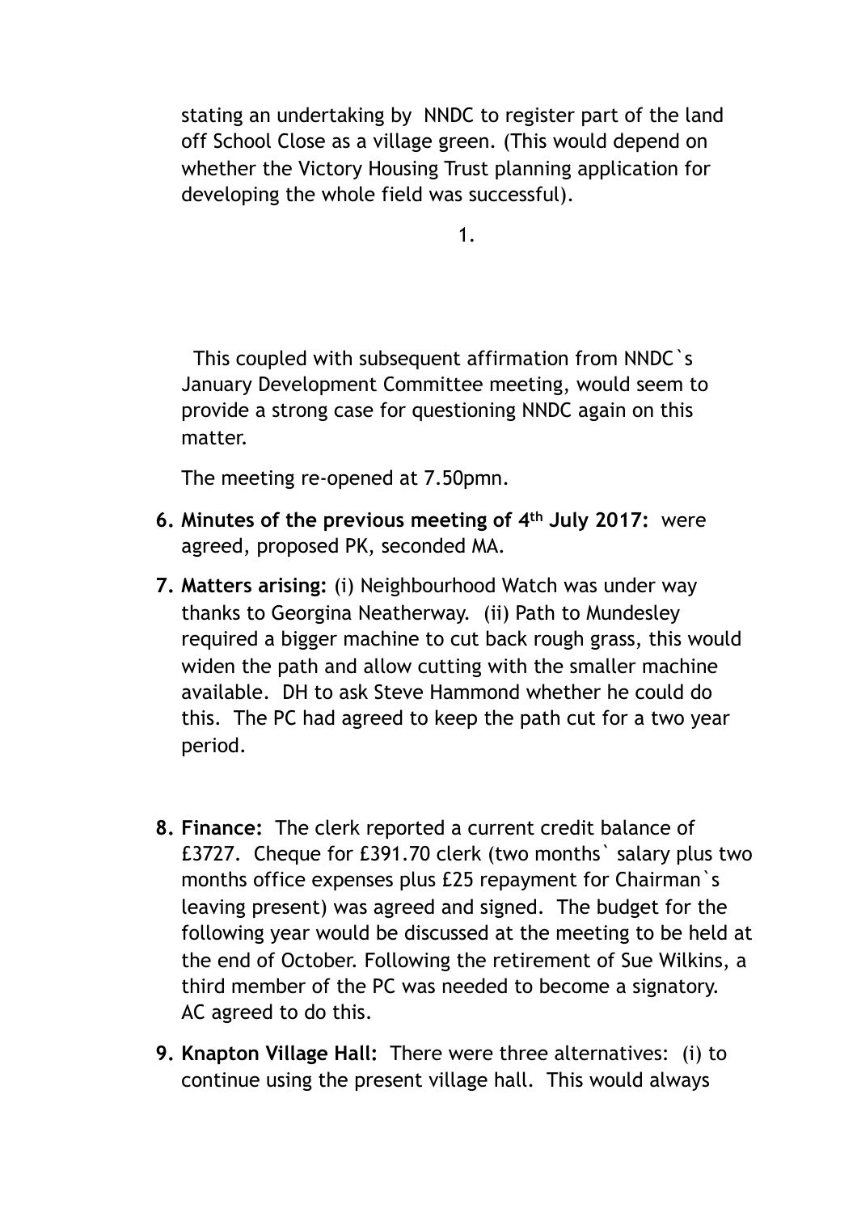stating an undertaking by NNDC to register part of the land off School Close as a village green. (This would depend on whether the Victory Housing Trust planning application for developing the whole field was successful).

This coupled with subsequent affirmation from NNDC`s January Development Committee meeting, would seem to provide a strong case for questioning NNDC again on this matter.

The meeting re-opened at 7.50pmn.

6. **Minutes of the previous meeting of 4th July 2017:** were agreed, proposed PK, seconded MA.
7. **Matters arising:** (i) Neighbourhood Watch was under way thanks to Georgina Neatherway. (ii) Path to Mundesley required a bigger machine to cut back rough grass, this would widen the path and allow cutting with the smaller machine available. DH to ask Steve Hammond whether he could do this. The PC had agreed to keep the path cut for a two year period.
8. **Finance:** The clerk reported a current credit balance of £3727. Cheque for £391.70 clerk (two months` salary plus two months office expenses plus £25 repayment for Chairman`s leaving present) was agreed and signed. The budget for the following year would be discussed at the meeting to be held at the end of October. Following the retirement of Sue Wilkins, a third member of the PC was needed to become a signatory. AC agreed to do this.
9. **Knapton Village Hall:** There were three alternatives: (i) to continue using the present village hall. This would always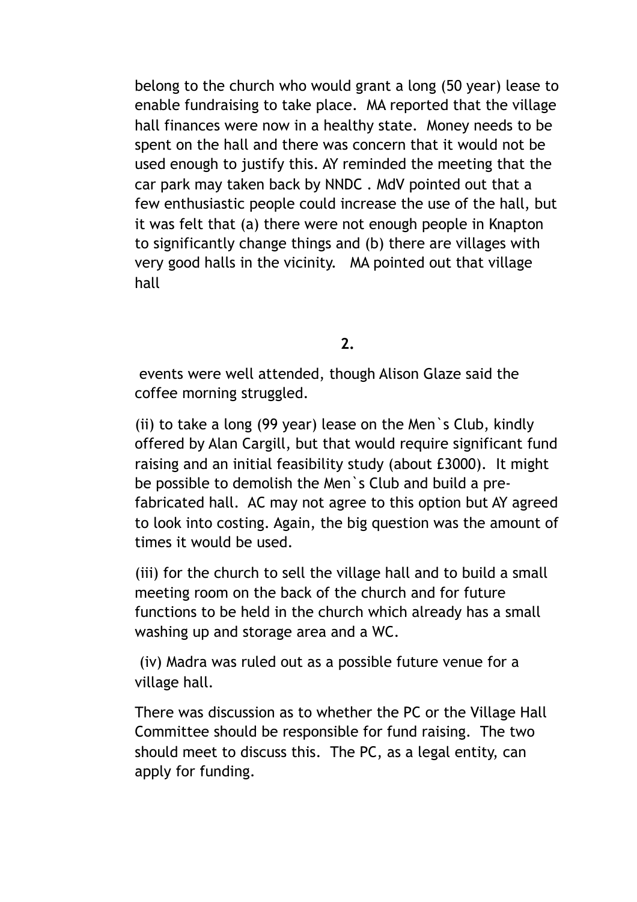belong to the church who would grant a long (50 year) lease to enable fundraising to take place. MA reported that the village hall finances were now in a healthy state. Money needs to be spent on the hall and there was concern that it would not be used enough to justify this. AY reminded the meeting that the car park may taken back by NNDC . MdV pointed out that a few enthusiastic people could increase the use of the hall, but it was felt that (a) there were not enough people in Knapton to significantly change things and (b) there are villages with very good halls in the vicinity. MA pointed out that village hall

events were well attended, though Alison Glaze said the coffee morning struggled.

(ii) to take a long (99 year) lease on the Men`s Club, kindly offered by Alan Cargill, but that would require significant fund raising and an initial feasibility study (about £3000). It might be possible to demolish the Men`s Club and build a pre-fabricated hall. AC may not agree to this option but AY agreed to look into costing. Again, the big question was the amount of times it would be used.

(iii) for the church to sell the village hall and to build a small meeting room on the back of the church and for future functions to be held in the church which already has a small washing up and storage area and a WC.

(iv) Madra was ruled out as a possible future venue for a village hall.

There was discussion as to whether the PC or the Village Hall Committee should be responsible for fund raising. The two should meet to discuss this. The PC, as a legal entity, can apply for funding.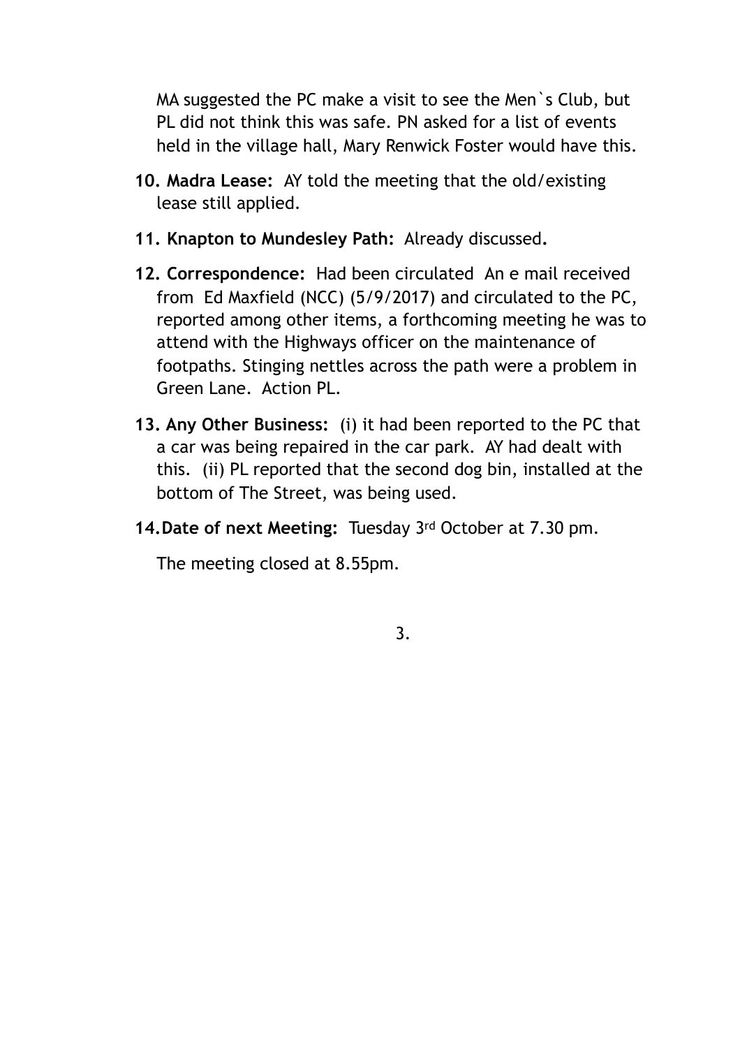MA suggested the PC make a visit to see the Men`s Club, but PL did not think this was safe. PN asked for a list of events held in the village hall, Mary Renwick Foster would have this.

10. **Madra Lease:** AY told the meeting that the old/existing lease still applied.

11. **Knapton to Mundesley Path:** Already discussed**.**

12. **Correspondence:** Had been circulated An e mail received from Ed Maxfield (NCC) (5/9/2017) and circulated to the PC, reported among other items, a forthcoming meeting he was to attend with the Highways officer on the maintenance of footpaths. Stinging nettles across the path were a problem in Green Lane. Action PL.

13. **Any Other Business:** (i) it had been reported to the PC that a car was being repaired in the car park. AY had dealt with this. (ii) PL reported that the second dog bin, installed at the bottom of The Street, was being used.

14. **Date of next Meeting:** Tuesday 3rd October at 7.30 pm.

The meeting closed at 8.55pm.